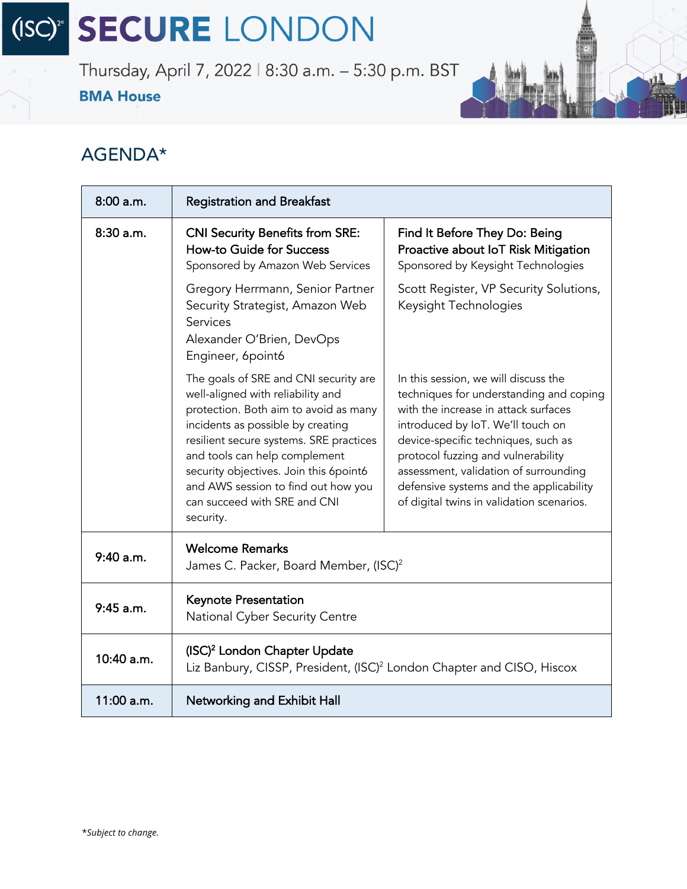(ISC)² SECURE LONDON

Thursday, April 7, 2022 | 8:30 a.m. – 5:30 p.m. BST

**BMA House**

## AGENDA*

| | | |
|---|---|---|
| 8:00 a.m. | **Registration and Breakfast** | |
| 8:30 a.m. | **CNI Security Benefits from SRE: How-to Guide for Success**<br>Sponsored by Amazon Web Services<br><br>Gregory Herrmann, Senior Partner Security Strategist, Amazon Web Services<br>Alexander O'Brien, DevOps Engineer, 6point6<br><br>The goals of SRE and CNI security are well-aligned with reliability and protection. Both aim to avoid as many incidents as possible by creating resilient secure systems. SRE practices and tools can help complement security objectives. Join this 6point6 and AWS session to find out how you can succeed with SRE and CNI security. | **Find It Before They Do: Being Proactive about IoT Risk Mitigation**<br>Sponsored by Keysight Technologies<br><br>Scott Register, VP Security Solutions, Keysight Technologies<br><br>In this session, we will discuss the techniques for understanding and coping with the increase in attack surfaces introduced by IoT. We'll touch on device-specific techniques, such as protocol fuzzing and vulnerability assessment, validation of surrounding defensive systems and the applicability of digital twins in validation scenarios. |
| 9:40 a.m. | **Welcome Remarks**<br>James C. Packer, Board Member, (ISC)² | |
| 9:45 a.m. | **Keynote Presentation**<br>National Cyber Security Centre | |
| 10:40 a.m. | **(ISC)² London Chapter Update**<br>Liz Banbury, CISSP, President, (ISC)² London Chapter and CISO, Hiscox | |
| 11:00 a.m. | **Networking and Exhibit Hall** | |

*Subject to change.*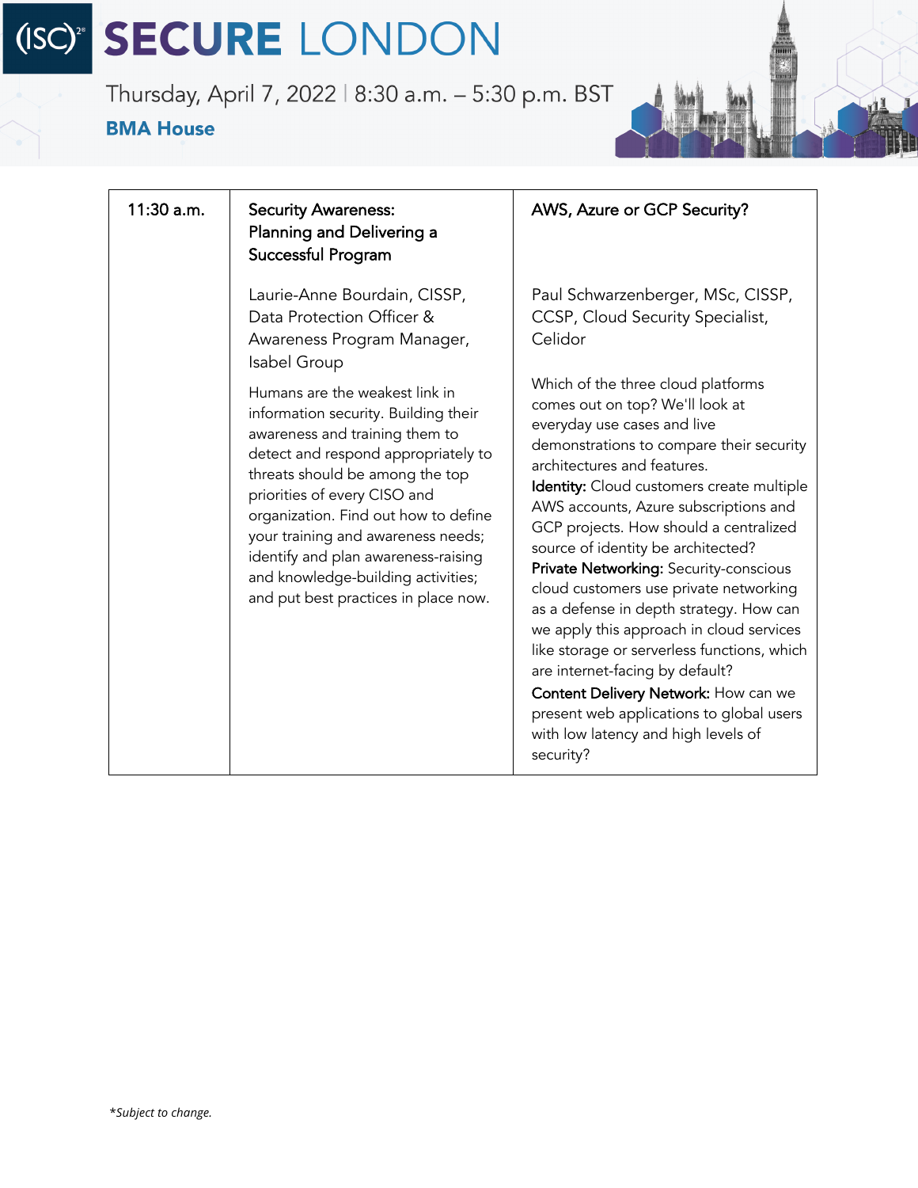| | | |
|---|---|---|
| 11:30 a.m. | **Security Awareness: Planning and Delivering a Successful Program**<br><br>Laurie-Anne Bourdain, CISSP, Data Protection Officer & Awareness Program Manager, Isabel Group<br><br>Humans are the weakest link in information security. Building their awareness and training them to detect and respond appropriately to threats should be among the top priorities of every CISO and organization. Find out how to define your training and awareness needs; identify and plan awareness-raising and knowledge-building activities; and put best practices in place now. | **AWS, Azure or GCP Security?**<br><br>Paul Schwarzenberger, MSc, CISSP, CCSP, Cloud Security Specialist, Celidor<br><br>Which of the three cloud platforms comes out on top? We'll look at everyday use cases and live demonstrations to compare their security architectures and features.<br>**Identity:** Cloud customers create multiple AWS accounts, Azure subscriptions and GCP projects. How should a centralized source of identity be architected?<br>**Private Networking:** Security-conscious cloud customers use private networking as a defense in depth strategy. How can we apply this approach in cloud services like storage or serverless functions, which are internet-facing by default?<br>**Content Delivery Network:** How can we present web applications to global users with low latency and high levels of security? |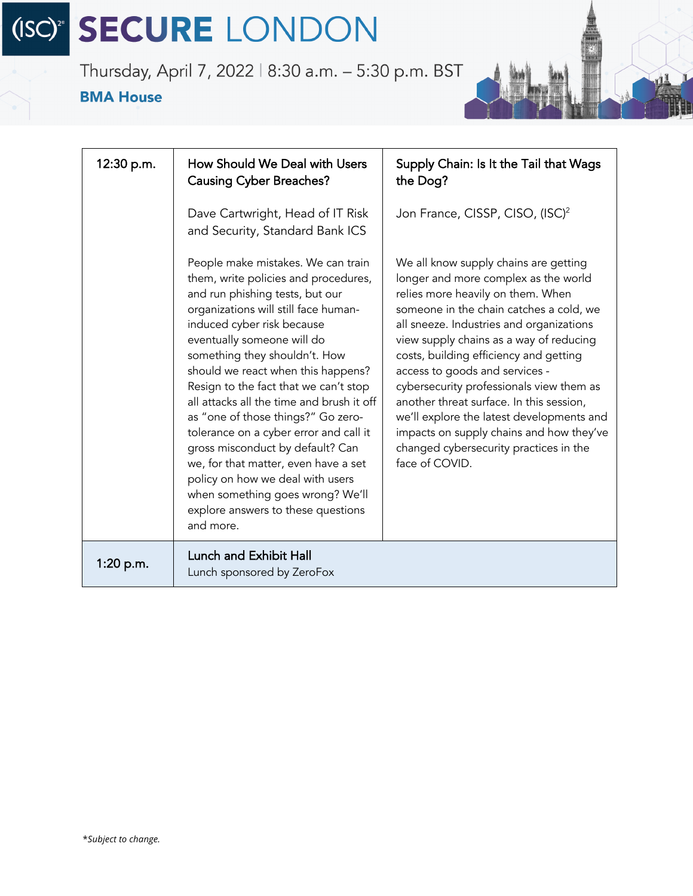| | | |
|---|---|---|
| 12:30 p.m. | How Should We Deal with Users Causing Cyber Breaches?<br><br>Dave Cartwright, Head of IT Risk and Security, Standard Bank ICS<br><br>People make mistakes. We can train them, write policies and procedures, and run phishing tests, but our organizations will still face human-induced cyber risk because eventually someone will do something they shouldn't. How should we react when this happens? Resign to the fact that we can't stop all attacks all the time and brush it off as "one of those things?" Go zero-tolerance on a cyber error and call it gross misconduct by default? Can we, for that matter, even have a set policy on how we deal with users when something goes wrong? We'll explore answers to these questions and more. | Supply Chain: Is It the Tail that Wags the Dog?<br><br>Jon France, CISSP, CISO, (ISC)²<br><br>We all know supply chains are getting longer and more complex as the world relies more heavily on them. When someone in the chain catches a cold, we all sneeze. Industries and organizations view supply chains as a way of reducing costs, building efficiency and getting access to goods and services - cybersecurity professionals view them as another threat surface. In this session, we'll explore the latest developments and impacts on supply chains and how they've changed cybersecurity practices in the face of COVID. |
| 1:20 p.m. | Lunch and Exhibit Hall<br>Lunch sponsored by ZeroFox | |

*\*Subject to change.*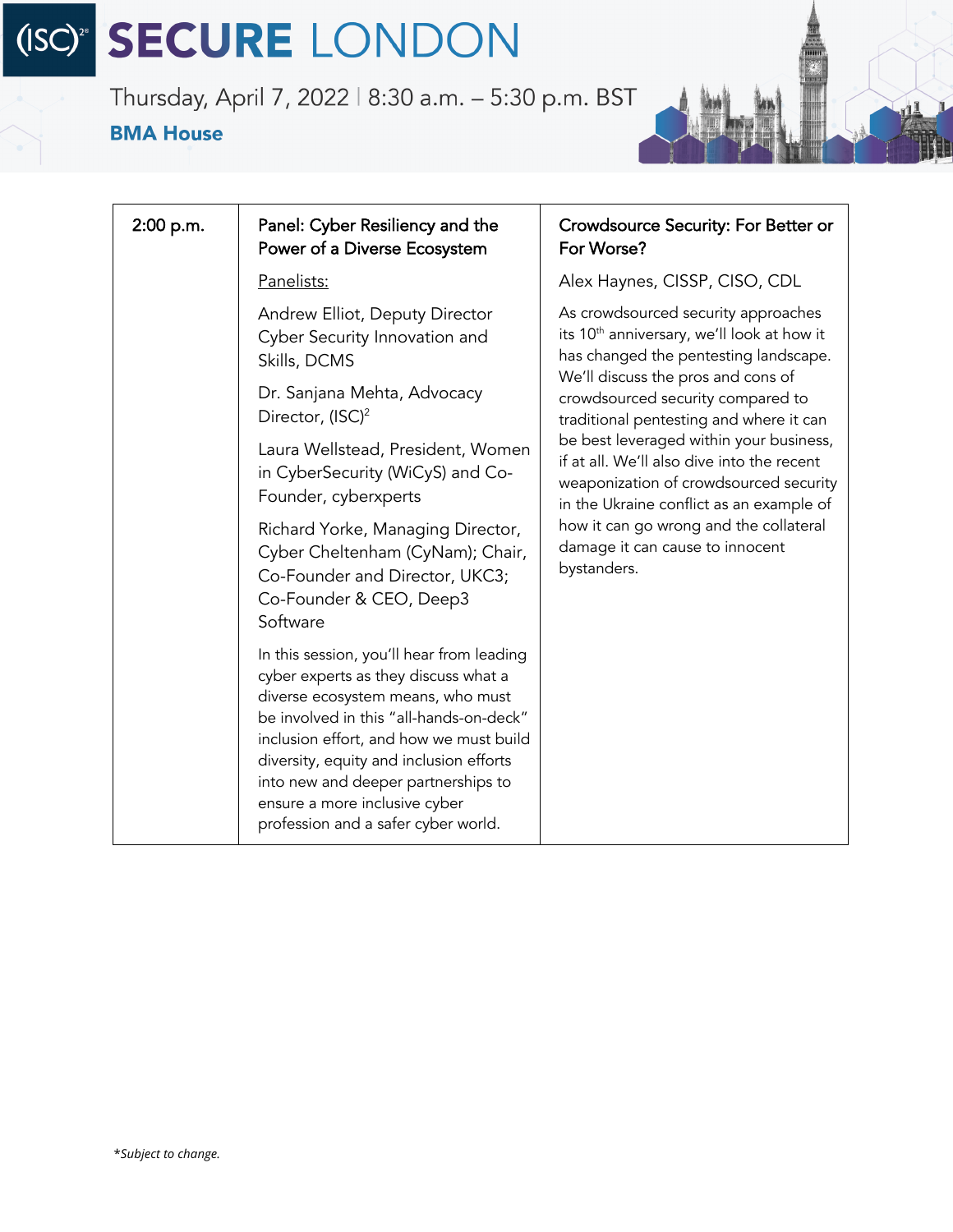| | | |
|---|---|---|
| 2:00 p.m. | **Panel: Cyber Resiliency and the Power of a Diverse Ecosystem**<br><br>Panelists:<br><br>Andrew Elliot, Deputy Director Cyber Security Innovation and Skills, DCMS<br><br>Dr. Sanjana Mehta, Advocacy Director, (ISC)²<br><br>Laura Wellstead, President, Women in CyberSecurity (WiCyS) and Co-Founder, cyberxperts<br><br>Richard Yorke, Managing Director, Cyber Cheltenham (CyNam); Chair, Co-Founder and Director, UKC3; Co-Founder & CEO, Deep3 Software<br><br>In this session, you'll hear from leading cyber experts as they discuss what a diverse ecosystem means, who must be involved in this "all-hands-on-deck" inclusion effort, and how we must build diversity, equity and inclusion efforts into new and deeper partnerships to ensure a more inclusive cyber profession and a safer cyber world. | **Crowdsource Security: For Better or For Worse?**<br><br>Alex Haynes, CISSP, CISO, CDL<br><br>As crowdsourced security approaches its 10th anniversary, we'll look at how it has changed the pentesting landscape. We'll discuss the pros and cons of crowdsourced security compared to traditional pentesting and where it can be best leveraged within your business, if at all. We'll also dive into the recent weaponization of crowdsourced security in the Ukraine conflict as an example of how it can go wrong and the collateral damage it can cause to innocent bystanders. |

*\*Subject to change.*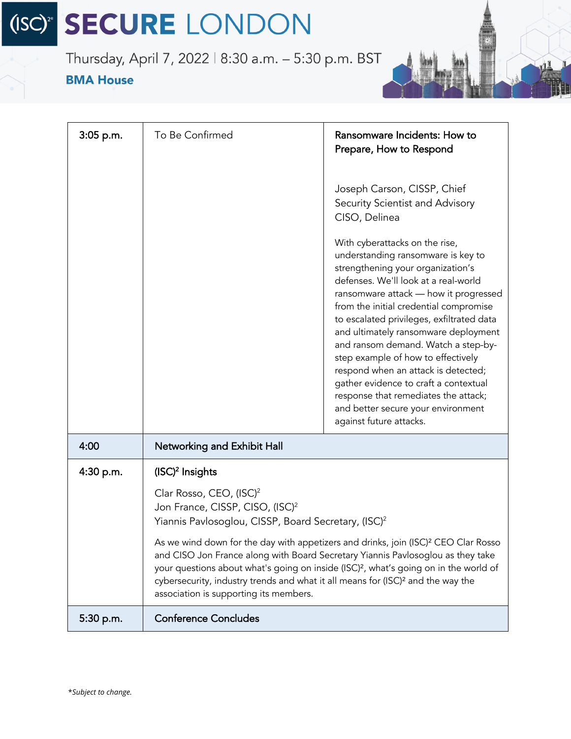| | | |
|---|---|---|
| 3:05 p.m. | To Be Confirmed | **Ransomware Incidents: How to Prepare, How to Respond**<br><br>Joseph Carson, CISSP, Chief Security Scientist and Advisory CISO, Delinea<br><br>With cyberattacks on the rise, understanding ransomware is key to strengthening your organization's defenses. We'll look at a real-world ransomware attack — how it progressed from the initial credential compromise to escalated privileges, exfiltrated data and ultimately ransomware deployment and ransom demand. Watch a step-by-step example of how to effectively respond when an attack is detected; gather evidence to craft a contextual response that remediates the attack; and better secure your environment against future attacks. |
| 4:00 | **Networking and Exhibit Hall** | |
| 4:30 p.m. | **(ISC)² Insights**<br><br>Clar Rosso, CEO, (ISC)²<br>Jon France, CISSP, CISO, (ISC)²<br>Yiannis Pavlosoglou, CISSP, Board Secretary, (ISC)²<br><br>As we wind down for the day with appetizers and drinks, join (ISC)² CEO Clar Rosso and CISO Jon France along with Board Secretary Yiannis Pavlosoglou as they take your questions about what's going on inside (ISC)², what's going on in the world of cybersecurity, industry trends and what it all means for (ISC)² and the way the association is supporting its members. | |
| 5:30 p.m. | **Conference Concludes** | |

*\*Subject to change.*